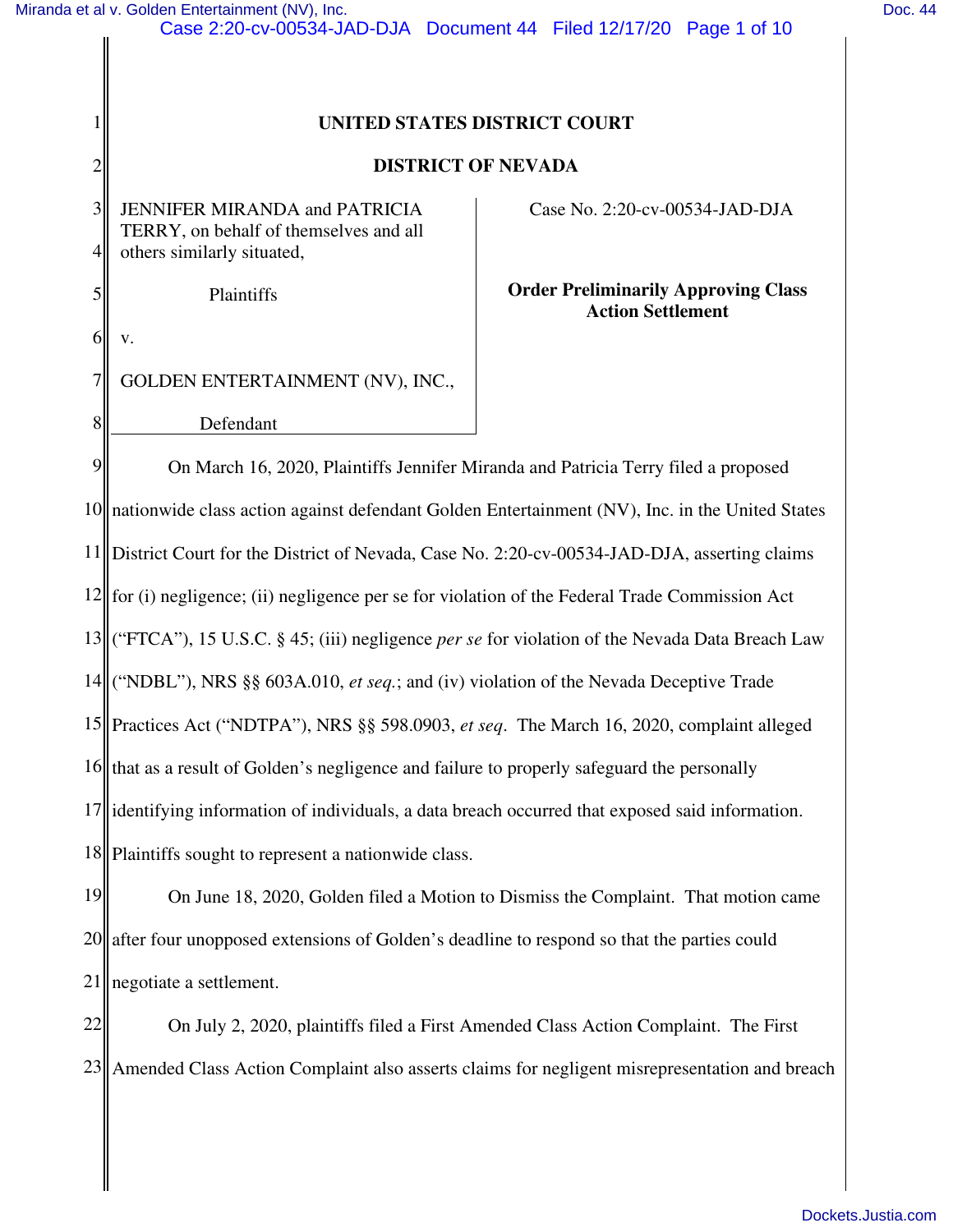# UNITED STATES DISTRICT COURT

## DISTRICT OF NEVADA

JENNIFER MIRANDA and PATRICIA TERRY, on behalf of themselves and all others similarly situated,

Plaintiffs

v.

GOLDEN ENTERTAINMENT (NV), INC.,

Defendant

Case No. 2:20-cv-00534-JAD-DJA

**Order Preliminarily Approving Class Action Settlement**

On March 16, 2020, Plaintiffs Jennifer Miranda and Patricia Terry filed a proposed nationwide class action against defendant Golden Entertainment (NV), Inc. in the United States District Court for the District of Nevada, Case No. 2:20-cv-00534-JAD-DJA, asserting claims for (i) negligence; (ii) negligence per se for violation of the Federal Trade Commission Act ("FTCA"), 15 U.S.C. § 45; (iii) negligence *per se* for violation of the Nevada Data Breach Law ("NDBL"), NRS §§ 603A.010, *et seq.*; and (iv) violation of the Nevada Deceptive Trade Practices Act ("NDTPA"), NRS §§ 598.0903, *et seq*. The March 16, 2020, complaint alleged that as a result of Golden's negligence and failure to properly safeguard the personally identifying information of individuals, a data breach occurred that exposed said information. Plaintiffs sought to represent a nationwide class.

On June 18, 2020, Golden filed a Motion to Dismiss the Complaint. That motion came after four unopposed extensions of Golden's deadline to respond so that the parties could negotiate a settlement.

On July 2, 2020, plaintiffs filed a First Amended Class Action Complaint. The First Amended Class Action Complaint also asserts claims for negligent misrepresentation and breach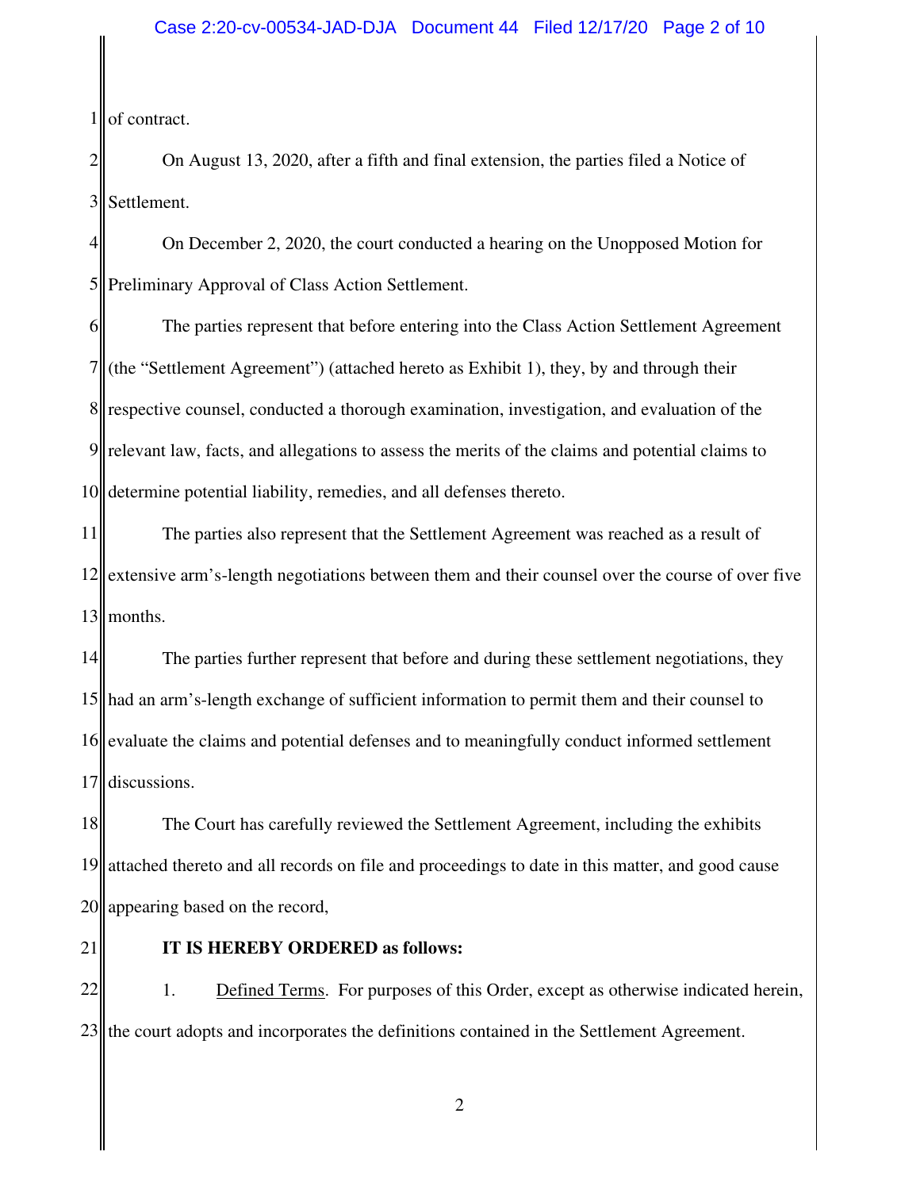of contract.

On August 13, 2020, after a fifth and final extension, the parties filed a Notice of Settlement.

On December 2, 2020, the court conducted a hearing on the Unopposed Motion for Preliminary Approval of Class Action Settlement.

The parties represent that before entering into the Class Action Settlement Agreement (the "Settlement Agreement") (attached hereto as Exhibit 1), they, by and through their respective counsel, conducted a thorough examination, investigation, and evaluation of the relevant law, facts, and allegations to assess the merits of the claims and potential claims to determine potential liability, remedies, and all defenses thereto.

The parties also represent that the Settlement Agreement was reached as a result of extensive arm's-length negotiations between them and their counsel over the course of over five months.

The parties further represent that before and during these settlement negotiations, they had an arm's-length exchange of sufficient information to permit them and their counsel to evaluate the claims and potential defenses and to meaningfully conduct informed settlement discussions.

The Court has carefully reviewed the Settlement Agreement, including the exhibits attached thereto and all records on file and proceedings to date in this matter, and good cause appearing based on the record,

**IT IS HEREBY ORDERED as follows:**

1. Defined Terms. For purposes of this Order, except as otherwise indicated herein, the court adopts and incorporates the definitions contained in the Settlement Agreement.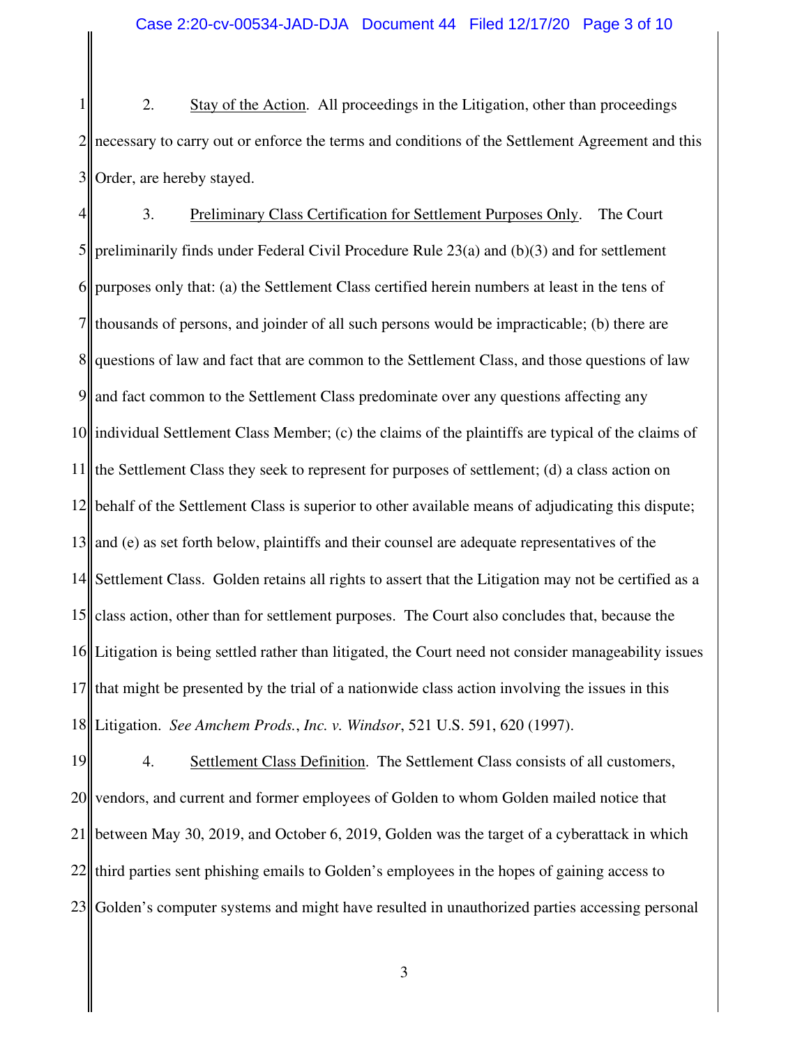2. Stay of the Action. All proceedings in the Litigation, other than proceedings necessary to carry out or enforce the terms and conditions of the Settlement Agreement and this Order, are hereby stayed.

3. Preliminary Class Certification for Settlement Purposes Only. The Court preliminarily finds under Federal Civil Procedure Rule 23(a) and (b)(3) and for settlement purposes only that: (a) the Settlement Class certified herein numbers at least in the tens of thousands of persons, and joinder of all such persons would be impracticable; (b) there are questions of law and fact that are common to the Settlement Class, and those questions of law and fact common to the Settlement Class predominate over any questions affecting any individual Settlement Class Member; (c) the claims of the plaintiffs are typical of the claims of the Settlement Class they seek to represent for purposes of settlement; (d) a class action on behalf of the Settlement Class is superior to other available means of adjudicating this dispute; and (e) as set forth below, plaintiffs and their counsel are adequate representatives of the Settlement Class. Golden retains all rights to assert that the Litigation may not be certified as a class action, other than for settlement purposes. The Court also concludes that, because the Litigation is being settled rather than litigated, the Court need not consider manageability issues that might be presented by the trial of a nationwide class action involving the issues in this Litigation. *See Amchem Prods., Inc. v. Windsor*, 521 U.S. 591, 620 (1997).

4. Settlement Class Definition. The Settlement Class consists of all customers, vendors, and current and former employees of Golden to whom Golden mailed notice that between May 30, 2019, and October 6, 2019, Golden was the target of a cyberattack in which third parties sent phishing emails to Golden's employees in the hopes of gaining access to Golden's computer systems and might have resulted in unauthorized parties accessing personal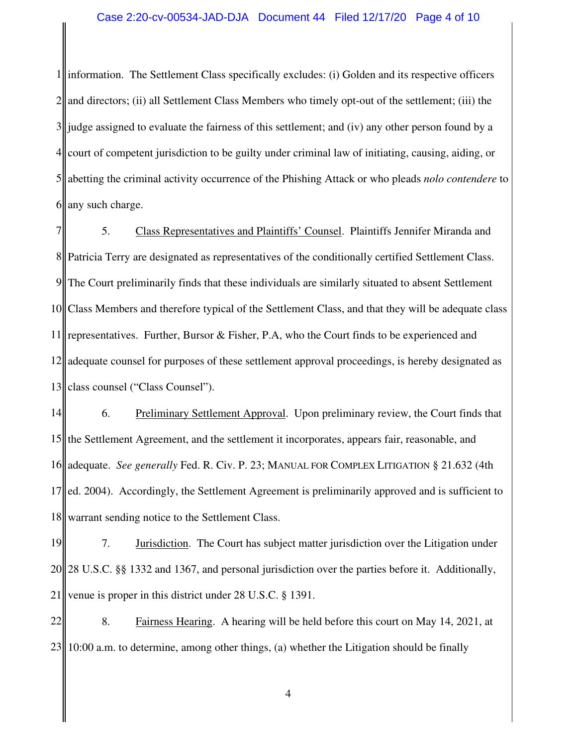information. The Settlement Class specifically excludes: (i) Golden and its respective officers and directors; (ii) all Settlement Class Members who timely opt-out of the settlement; (iii) the judge assigned to evaluate the fairness of this settlement; and (iv) any other person found by a court of competent jurisdiction to be guilty under criminal law of initiating, causing, aiding, or abetting the criminal activity occurrence of the Phishing Attack or who pleads *nolo contendere* to any such charge.

5. Class Representatives and Plaintiffs' Counsel. Plaintiffs Jennifer Miranda and Patricia Terry are designated as representatives of the conditionally certified Settlement Class. The Court preliminarily finds that these individuals are similarly situated to absent Settlement Class Members and therefore typical of the Settlement Class, and that they will be adequate class representatives. Further, Bursor & Fisher, P.A, who the Court finds to be experienced and adequate counsel for purposes of these settlement approval proceedings, is hereby designated as class counsel ("Class Counsel").

6. Preliminary Settlement Approval. Upon preliminary review, the Court finds that the Settlement Agreement, and the settlement it incorporates, appears fair, reasonable, and adequate. *See generally* Fed. R. Civ. P. 23; MANUAL FOR COMPLEX LITIGATION § 21.632 (4th ed. 2004). Accordingly, the Settlement Agreement is preliminarily approved and is sufficient to warrant sending notice to the Settlement Class.

7. Jurisdiction. The Court has subject matter jurisdiction over the Litigation under 28 U.S.C. §§ 1332 and 1367, and personal jurisdiction over the parties before it. Additionally, venue is proper in this district under 28 U.S.C. § 1391.

8. Fairness Hearing. A hearing will be held before this court on May 14, 2021, at 10:00 a.m. to determine, among other things, (a) whether the Litigation should be finally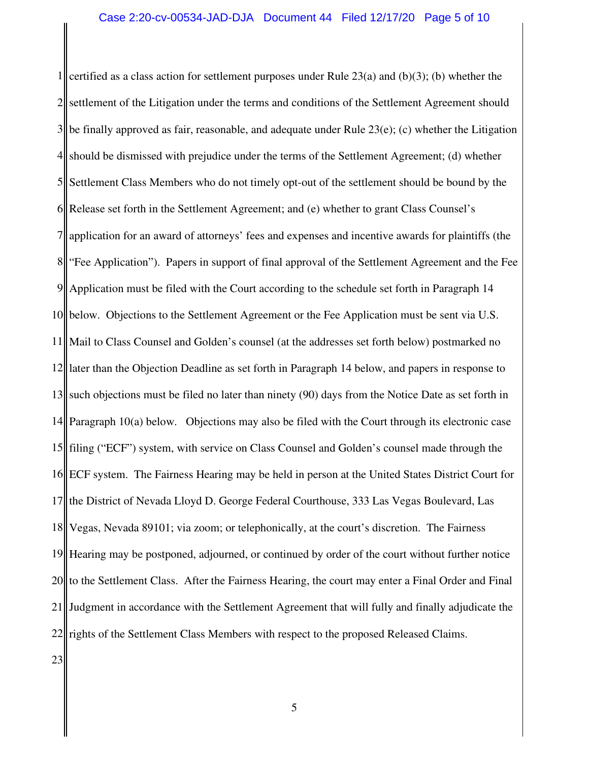certified as a class action for settlement purposes under Rule 23(a) and (b)(3); (b) whether the settlement of the Litigation under the terms and conditions of the Settlement Agreement should be finally approved as fair, reasonable, and adequate under Rule 23(e); (c) whether the Litigation should be dismissed with prejudice under the terms of the Settlement Agreement; (d) whether Settlement Class Members who do not timely opt-out of the settlement should be bound by the Release set forth in the Settlement Agreement; and (e) whether to grant Class Counsel's application for an award of attorneys' fees and expenses and incentive awards for plaintiffs (the "Fee Application"). Papers in support of final approval of the Settlement Agreement and the Fee Application must be filed with the Court according to the schedule set forth in Paragraph 14 below. Objections to the Settlement Agreement or the Fee Application must be sent via U.S. Mail to Class Counsel and Golden's counsel (at the addresses set forth below) postmarked no later than the Objection Deadline as set forth in Paragraph 14 below, and papers in response to such objections must be filed no later than ninety (90) days from the Notice Date as set forth in Paragraph 10(a) below. Objections may also be filed with the Court through its electronic case filing ("ECF") system, with service on Class Counsel and Golden's counsel made through the ECF system. The Fairness Hearing may be held in person at the United States District Court for the District of Nevada Lloyd D. George Federal Courthouse, 333 Las Vegas Boulevard, Las Vegas, Nevada 89101; via zoom; or telephonically, at the court's discretion. The Fairness Hearing may be postponed, adjourned, or continued by order of the court without further notice to the Settlement Class. After the Fairness Hearing, the court may enter a Final Order and Final Judgment in accordance with the Settlement Agreement that will fully and finally adjudicate the rights of the Settlement Class Members with respect to the proposed Released Claims.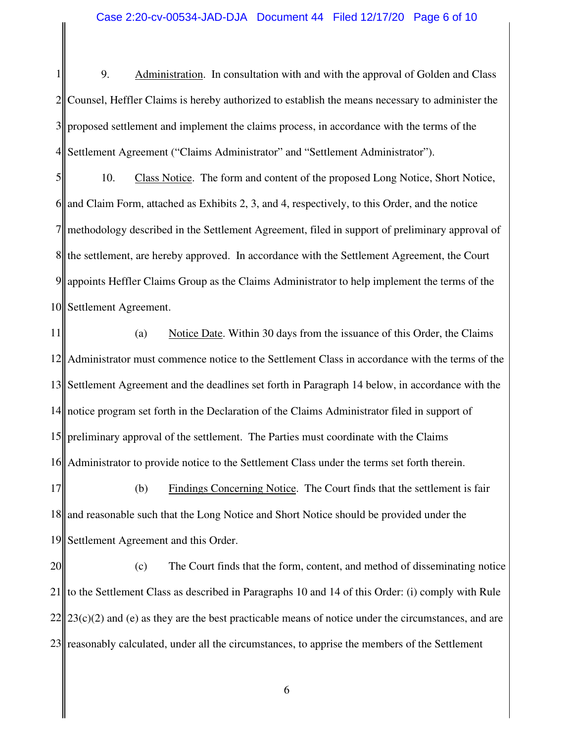9. Administration. In consultation with and with the approval of Golden and Class Counsel, Heffler Claims is hereby authorized to establish the means necessary to administer the proposed settlement and implement the claims process, in accordance with the terms of the Settlement Agreement ("Claims Administrator" and "Settlement Administrator").

10. Class Notice. The form and content of the proposed Long Notice, Short Notice, and Claim Form, attached as Exhibits 2, 3, and 4, respectively, to this Order, and the notice methodology described in the Settlement Agreement, filed in support of preliminary approval of the settlement, are hereby approved. In accordance with the Settlement Agreement, the Court appoints Heffler Claims Group as the Claims Administrator to help implement the terms of the Settlement Agreement.

(a) Notice Date. Within 30 days from the issuance of this Order, the Claims Administrator must commence notice to the Settlement Class in accordance with the terms of the Settlement Agreement and the deadlines set forth in Paragraph 14 below, in accordance with the notice program set forth in the Declaration of the Claims Administrator filed in support of preliminary approval of the settlement. The Parties must coordinate with the Claims Administrator to provide notice to the Settlement Class under the terms set forth therein.

(b) Findings Concerning Notice. The Court finds that the settlement is fair and reasonable such that the Long Notice and Short Notice should be provided under the Settlement Agreement and this Order.

(c) The Court finds that the form, content, and method of disseminating notice to the Settlement Class as described in Paragraphs 10 and 14 of this Order: (i) comply with Rule 23(c)(2) and (e) as they are the best practicable means of notice under the circumstances, and are reasonably calculated, under all the circumstances, to apprise the members of the Settlement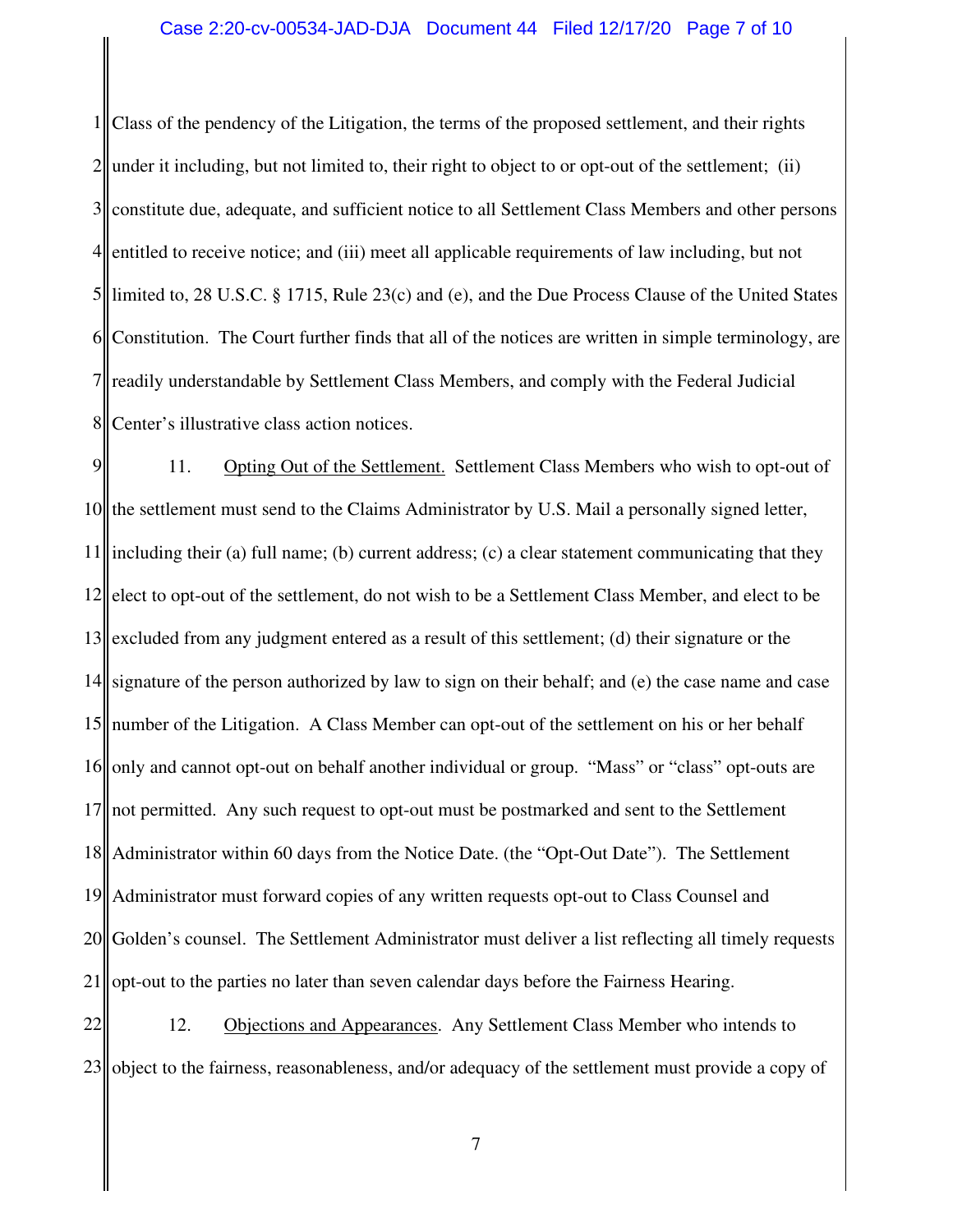Class of the pendency of the Litigation, the terms of the proposed settlement, and their rights under it including, but not limited to, their right to object to or opt-out of the settlement; (ii) constitute due, adequate, and sufficient notice to all Settlement Class Members and other persons entitled to receive notice; and (iii) meet all applicable requirements of law including, but not limited to, 28 U.S.C. § 1715, Rule 23(c) and (e), and the Due Process Clause of the United States Constitution. The Court further finds that all of the notices are written in simple terminology, are readily understandable by Settlement Class Members, and comply with the Federal Judicial Center's illustrative class action notices.

11. Opting Out of the Settlement. Settlement Class Members who wish to opt-out of the settlement must send to the Claims Administrator by U.S. Mail a personally signed letter, including their (a) full name; (b) current address; (c) a clear statement communicating that they elect to opt-out of the settlement, do not wish to be a Settlement Class Member, and elect to be excluded from any judgment entered as a result of this settlement; (d) their signature or the signature of the person authorized by law to sign on their behalf; and (e) the case name and case number of the Litigation. A Class Member can opt-out of the settlement on his or her behalf only and cannot opt-out on behalf another individual or group. "Mass" or "class" opt-outs are not permitted. Any such request to opt-out must be postmarked and sent to the Settlement Administrator within 60 days from the Notice Date. (the "Opt-Out Date"). The Settlement Administrator must forward copies of any written requests opt-out to Class Counsel and Golden's counsel. The Settlement Administrator must deliver a list reflecting all timely requests opt-out to the parties no later than seven calendar days before the Fairness Hearing.

12. Objections and Appearances. Any Settlement Class Member who intends to object to the fairness, reasonableness, and/or adequacy of the settlement must provide a copy of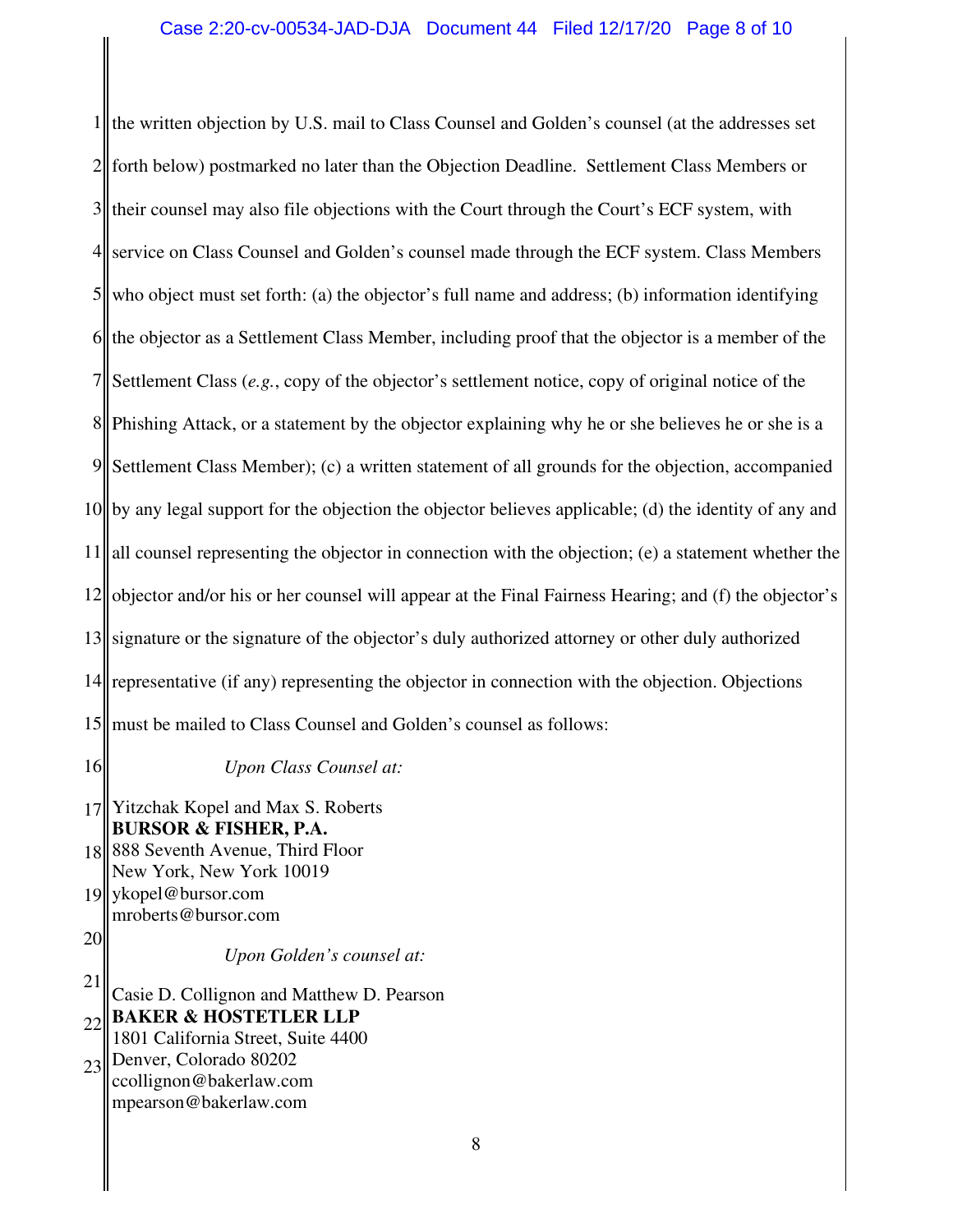the written objection by U.S. mail to Class Counsel and Golden's counsel (at the addresses set forth below) postmarked no later than the Objection Deadline. Settlement Class Members or their counsel may also file objections with the Court through the Court's ECF system, with service on Class Counsel and Golden's counsel made through the ECF system. Class Members who object must set forth: (a) the objector's full name and address; (b) information identifying the objector as a Settlement Class Member, including proof that the objector is a member of the Settlement Class (*e.g.*, copy of the objector's settlement notice, copy of original notice of the Phishing Attack, or a statement by the objector explaining why he or she believes he or she is a Settlement Class Member); (c) a written statement of all grounds for the objection, accompanied by any legal support for the objection the objector believes applicable; (d) the identity of any and all counsel representing the objector in connection with the objection; (e) a statement whether the objector and/or his or her counsel will appear at the Final Fairness Hearing; and (f) the objector's signature or the signature of the objector's duly authorized attorney or other duly authorized representative (if any) representing the objector in connection with the objection. Objections must be mailed to Class Counsel and Golden's counsel as follows:

*Upon Class Counsel at:*

Yitzchak Kopel and Max S. Roberts
**BURSOR & FISHER, P.A.**
888 Seventh Avenue, Third Floor
New York, New York 10019
ykopel@bursor.com
mroberts@bursor.com

*Upon Golden's counsel at:*

Casie D. Collignon and Matthew D. Pearson
**BAKER & HOSTETLER LLP**
1801 California Street, Suite 4400
Denver, Colorado 80202
ccollignon@bakerlaw.com
mpearson@bakerlaw.com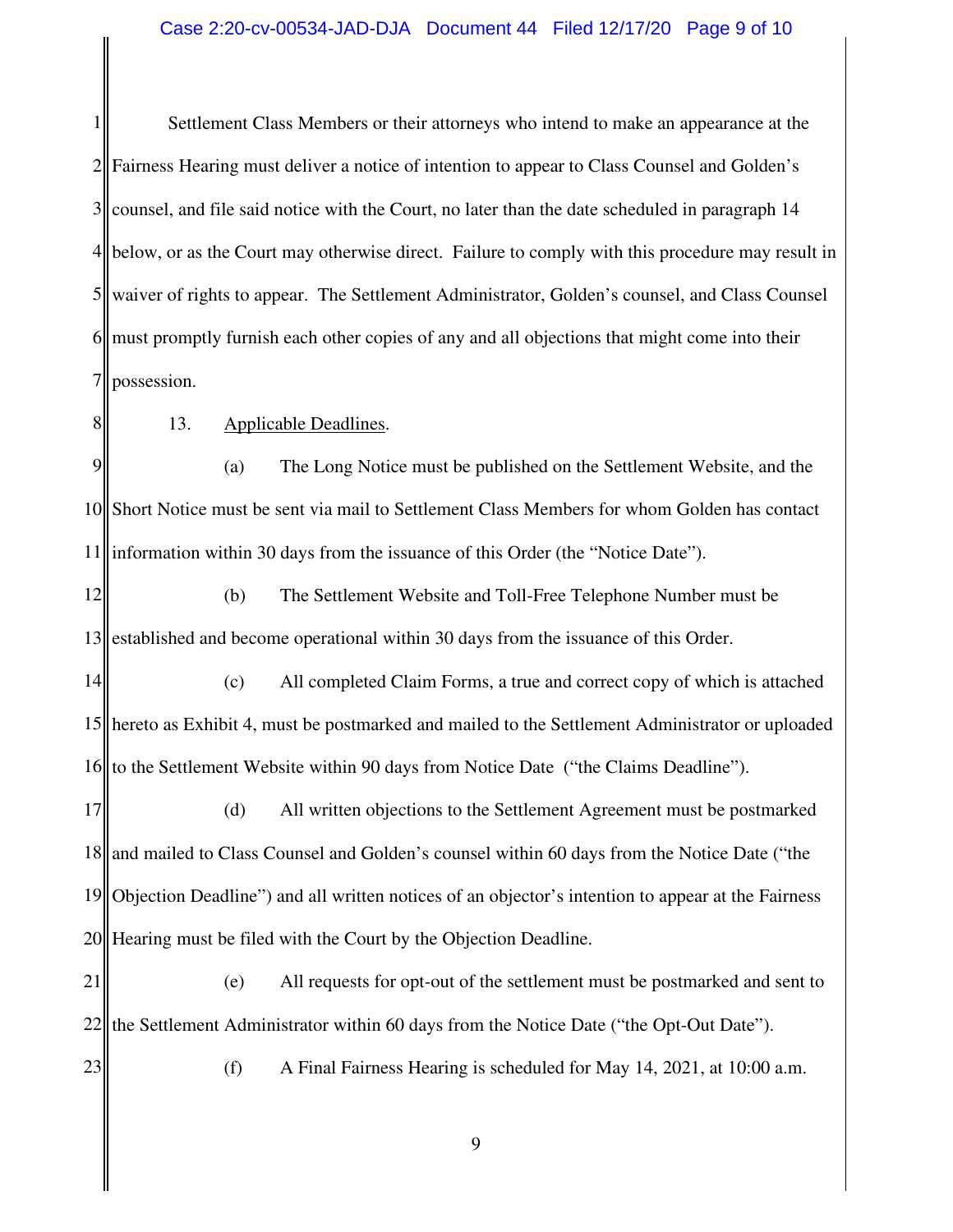Settlement Class Members or their attorneys who intend to make an appearance at the Fairness Hearing must deliver a notice of intention to appear to Class Counsel and Golden's counsel, and file said notice with the Court, no later than the date scheduled in paragraph 14 below, or as the Court may otherwise direct. Failure to comply with this procedure may result in waiver of rights to appear. The Settlement Administrator, Golden's counsel, and Class Counsel must promptly furnish each other copies of any and all objections that might come into their possession.

13. Applicable Deadlines.

(a) The Long Notice must be published on the Settlement Website, and the Short Notice must be sent via mail to Settlement Class Members for whom Golden has contact information within 30 days from the issuance of this Order (the "Notice Date").

(b) The Settlement Website and Toll-Free Telephone Number must be established and become operational within 30 days from the issuance of this Order.

(c) All completed Claim Forms, a true and correct copy of which is attached hereto as Exhibit 4, must be postmarked and mailed to the Settlement Administrator or uploaded to the Settlement Website within 90 days from Notice Date ("the Claims Deadline").

(d) All written objections to the Settlement Agreement must be postmarked and mailed to Class Counsel and Golden's counsel within 60 days from the Notice Date ("the Objection Deadline") and all written notices of an objector's intention to appear at the Fairness Hearing must be filed with the Court by the Objection Deadline.

(e) All requests for opt-out of the settlement must be postmarked and sent to the Settlement Administrator within 60 days from the Notice Date ("the Opt-Out Date").

(f) A Final Fairness Hearing is scheduled for May 14, 2021, at 10:00 a.m.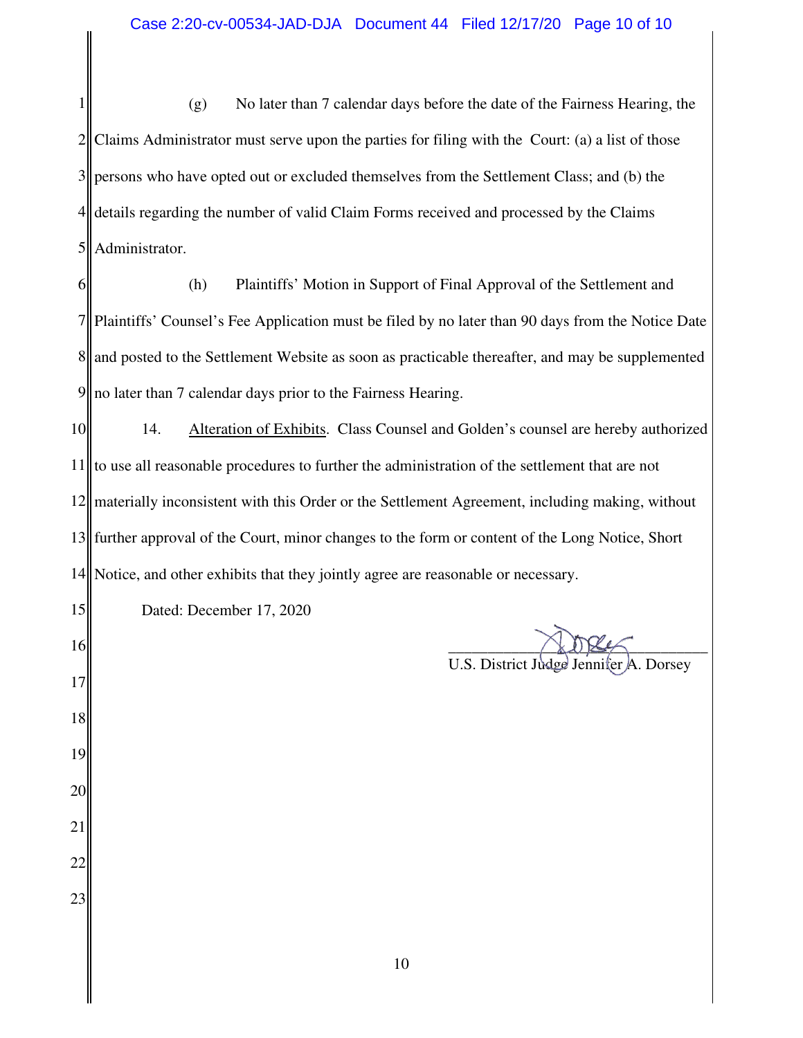(g) No later than 7 calendar days before the date of the Fairness Hearing, the Claims Administrator must serve upon the parties for filing with the Court: (a) a list of those persons who have opted out or excluded themselves from the Settlement Class; and (b) the details regarding the number of valid Claim Forms received and processed by the Claims Administrator.

(h) Plaintiffs' Motion in Support of Final Approval of the Settlement and Plaintiffs' Counsel's Fee Application must be filed by no later than 90 days from the Notice Date and posted to the Settlement Website as soon as practicable thereafter, and may be supplemented no later than 7 calendar days prior to the Fairness Hearing.

14. Alteration of Exhibits. Class Counsel and Golden's counsel are hereby authorized to use all reasonable procedures to further the administration of the settlement that are not materially inconsistent with this Order or the Settlement Agreement, including making, without further approval of the Court, minor changes to the form or content of the Long Notice, Short Notice, and other exhibits that they jointly agree are reasonable or necessary.

Dated: December 17, 2020

_________________________________
U.S. District Judge Jennifer A. Dorsey